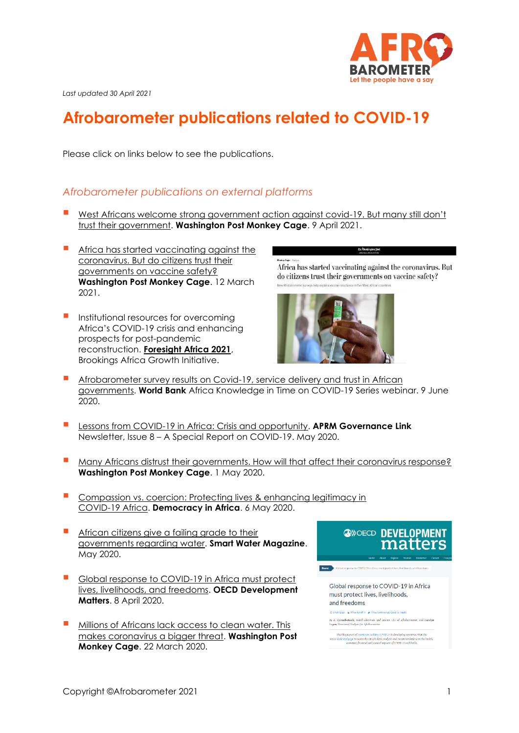*Last updated 30 April 2021*

# Afrobarometer publications related to COVID-19

Please click on links below to see the publications.

## *Afrobarometer publications on external platforms*

- West Africans welcome strong government action against covid-19. But many still don't trust their government. **Washington Post Monkey Cage**. 9 April 2021.
- Africa has started vaccinating against the coronavirus. But do citizens trust their governments on vaccine safety? **Washington Post Monkey Cage**. 12 March 2021.
- Institutional resources for overcoming Africa's COVID-19 crisis and enhancing prospects for post-pandemic reconstruction. **Foresight Africa 2021**, Brookings Africa Growth Initiative.
- Afrobarometer survey results on Covid-19, service delivery and trust in African governments. **World Bank** Africa Knowledge in Time on COVID-19 Series webinar. 9 June 2020.
- Lessons from COVID-19 in Africa: Crisis and opportunity. **APRM Governance Link** Newsletter, Issue 8 – A Special Report on COVID-19. May 2020.
- Many Africans distrust their governments. How will that affect their coronavirus response? **Washington Post Monkey Cage**. 1 May 2020.
- Compassion vs. coercion: Protecting lives & enhancing legitimacy in COVID-19 Africa. **Democracy in Africa**. 6 May 2020.
- African citizens give a failing grade to their governments regarding water. **Smart Water Magazine**. May 2020.
- Global response to COVID-19 in Africa must protect lives, livelihoods, and freedoms. **OECD Development Matters**. 8 April 2020.
- Millions of Africans lack access to clean water. This makes coronavirus a bigger threat. **Washington Post Monkey Cage**. 22 March 2020.

Copyright ©Afrobarometer 2021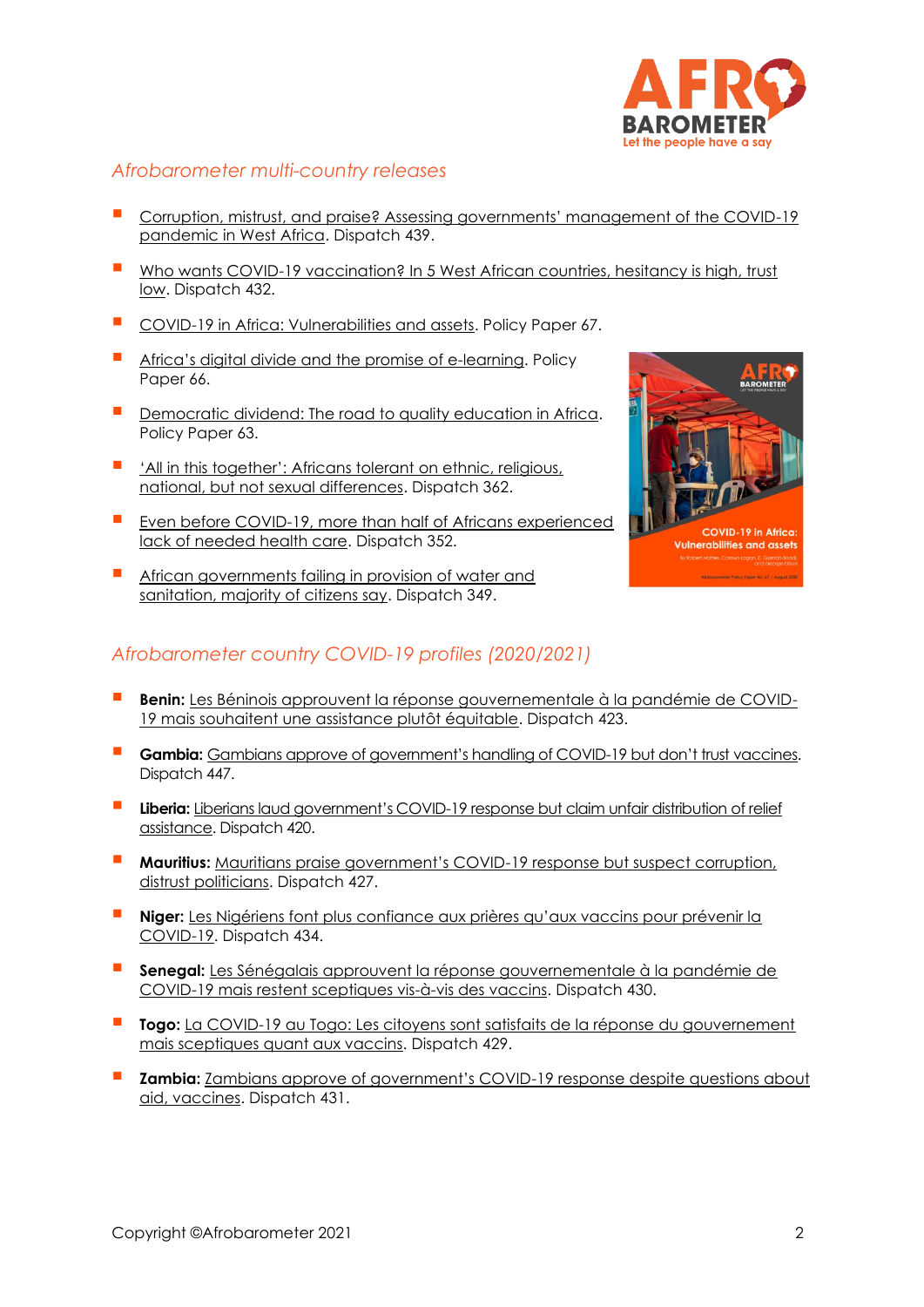## *Afrobarometer multi-country releases*

- Corruption, mistrust, and praise? Assessing governments' management of the COVID-19 pandemic in West Africa. Dispatch 439.
- Who wants COVID-19 vaccination? In 5 West African countries, hesitancy is high, trust low. Dispatch 432.
- COVID-19 in Africa: Vulnerabilities and assets. Policy Paper 67.
- Africa's digital divide and the promise of e-learning. Policy Paper 66.
- Democratic dividend: The road to quality education in Africa. Policy Paper 63.
- 'All in this together': Africans tolerant on ethnic, religious, national, but not sexual differences. Dispatch 362.
- Even before COVID-19, more than half of Africans experienced lack of needed health care. Dispatch 352.
- African governments failing in provision of water and sanitation, majority of citizens say. Dispatch 349.

## *Afrobarometer country COVID-19 profiles (2020/2021)*

- **Benin:** Les Béninois approuvent la réponse gouvernementale à la pandémie de COVID-19 mais souhaitent une assistance plutôt équitable. Dispatch 423.
- **Gambia:** Gambians approve of government's handling of COVID-19 but don't trust vaccines. Dispatch 447.
- **Liberia:** Liberians laud government's COVID-19 response but claim unfair distribution of relief assistance. Dispatch 420.
- **Mauritius:** Mauritians praise government's COVID-19 response but suspect corruption, distrust politicians. Dispatch 427.
- **Niger:** Les Nigériens font plus confiance aux prières qu'aux vaccins pour prévenir la COVID-19. Dispatch 434.
- **Senegal:** Les Sénégalais approuvent la réponse gouvernementale à la pandémie de COVID-19 mais restent sceptiques vis-à-vis des vaccins. Dispatch 430.
- **Togo:** La COVID-19 au Togo: Les citoyens sont satisfaits de la réponse du gouvernement mais sceptiques quant aux vaccins. Dispatch 429.
- **Zambia:** Zambians approve of government's COVID-19 response despite questions about aid, vaccines. Dispatch 431.

Copyright ©Afrobarometer 2021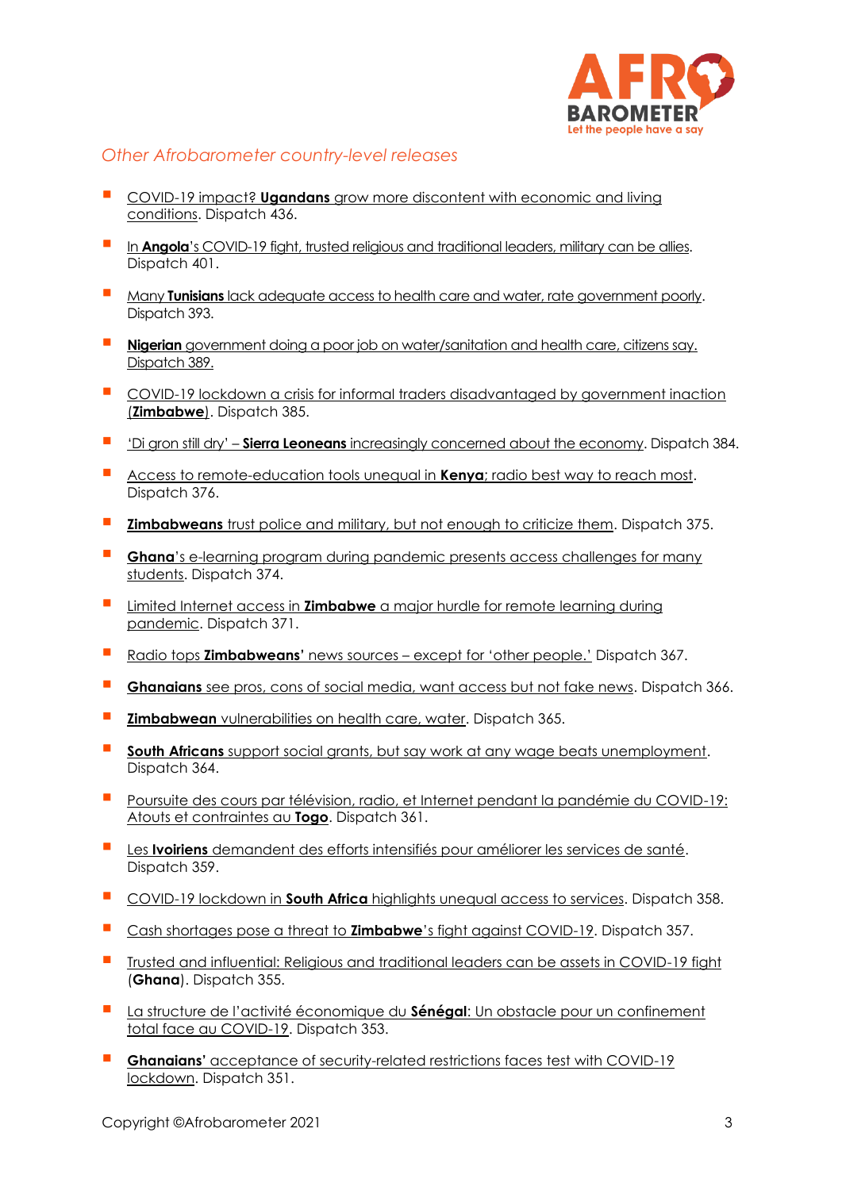*Other Afrobarometer country-level releases*

- COVID-19 impact? **Ugandans** grow more discontent with economic and living conditions. Dispatch 436.
- In **Angola**'s COVID-19 fight, trusted religious and traditional leaders, military can be allies. Dispatch 401.
- Many **Tunisians** lack adequate access to health care and water, rate government poorly. Dispatch 393.
- **Nigerian** government doing a poor job on water/sanitation and health care, citizens say. Dispatch 389.
- COVID-19 lockdown a crisis for informal traders disadvantaged by government inaction (**Zimbabwe**). Dispatch 385.
- 'Di gron still dry' – **Sierra Leoneans** increasingly concerned about the economy. Dispatch 384.
- Access to remote-education tools unequal in **Kenya**; radio best way to reach most. Dispatch 376.
- **Zimbabweans** trust police and military, but not enough to criticize them. Dispatch 375.
- **Ghana**'s e-learning program during pandemic presents access challenges for many students. Dispatch 374.
- Limited Internet access in **Zimbabwe** a major hurdle for remote learning during pandemic. Dispatch 371.
- Radio tops **Zimbabweans'** news sources – except for 'other people.' Dispatch 367.
- **Ghanaians** see pros, cons of social media, want access but not fake news. Dispatch 366.
- **Zimbabwean** vulnerabilities on health care, water. Dispatch 365.
- **South Africans** support social grants, but say work at any wage beats unemployment. Dispatch 364.
- Poursuite des cours par télévision, radio, et Internet pendant la pandémie du COVID-19: Atouts et contraintes au **Togo**. Dispatch 361.
- Les **Ivoiriens** demandent des efforts intensifiés pour améliorer les services de santé. Dispatch 359.
- COVID-19 lockdown in **South Africa** highlights unequal access to services. Dispatch 358.
- Cash shortages pose a threat to **Zimbabwe**'s fight against COVID-19. Dispatch 357.
- Trusted and influential: Religious and traditional leaders can be assets in COVID-19 fight (**Ghana**). Dispatch 355.
- La structure de l'activité économique du **Sénégal**: Un obstacle pour un confinement total face au COVID-19. Dispatch 353.
- **Ghanaians'** acceptance of security-related restrictions faces test with COVID-19 lockdown. Dispatch 351.

Copyright ©Afrobarometer 2021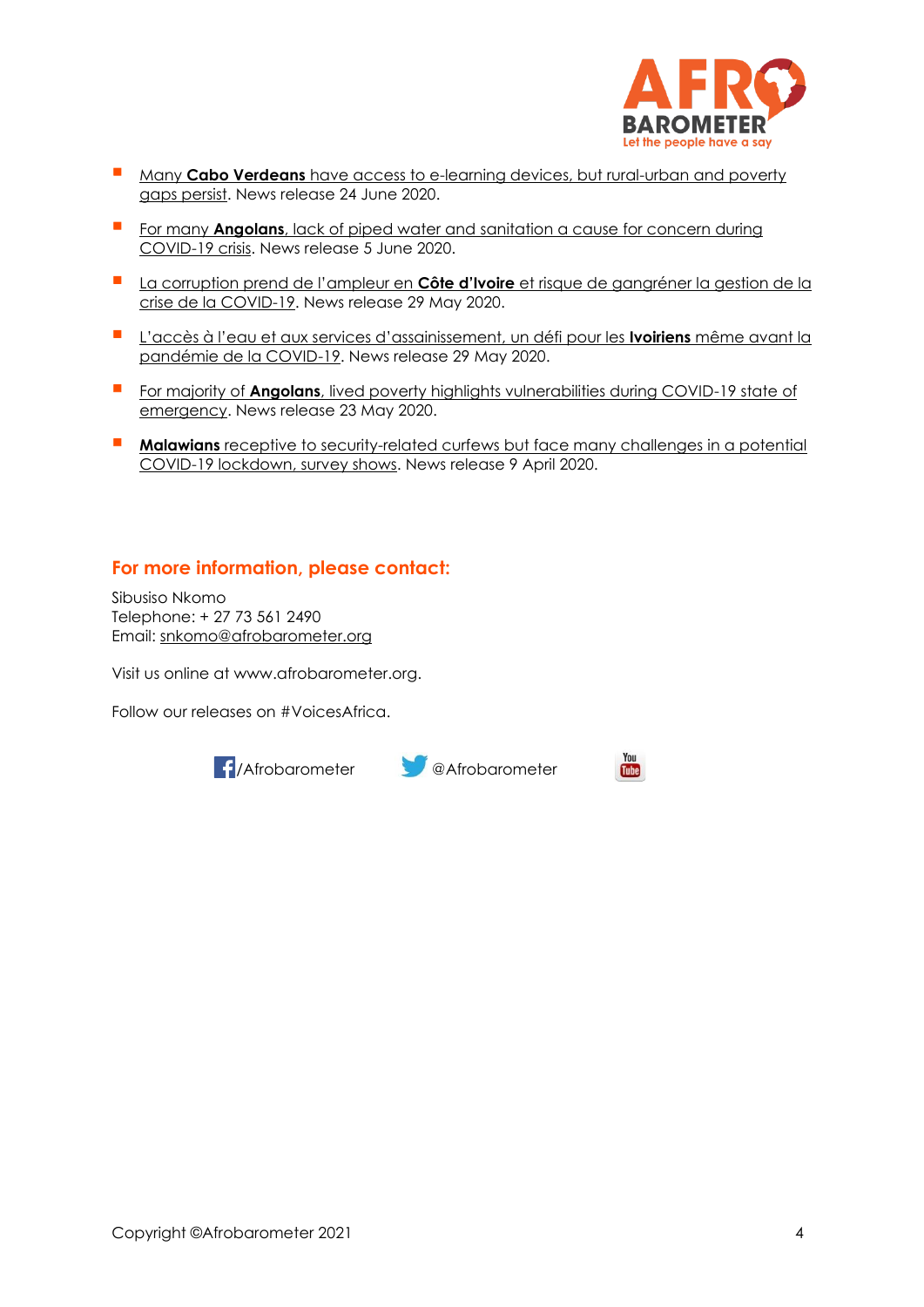- Many **Cabo Verdeans** have access to e-learning devices, but rural-urban and poverty gaps persist. News release 24 June 2020.
- For many **Angolans**, lack of piped water and sanitation a cause for concern during COVID-19 crisis. News release 5 June 2020.
- La corruption prend de l'ampleur en **Côte d'Ivoire** et risque de gangréner la gestion de la crise de la COVID-19. News release 29 May 2020.
- L'accès à l'eau et aux services d'assainissement, un défi pour les **Ivoiriens** même avant la pandémie de la COVID-19. News release 29 May 2020.
- For majority of **Angolans**, lived poverty highlights vulnerabilities during COVID-19 state of emergency. News release 23 May 2020.
- **Malawians** receptive to security-related curfews but face many challenges in a potential COVID-19 lockdown, survey shows. News release 9 April 2020.

## For more information, please contact:

Sibusiso Nkomo
Telephone: + 27 73 561 2490
Email: snkomo@afrobarometer.org

Visit us online at www.afrobarometer.org.

Follow our releases on #VoicesAfrica.

/Afrobarometer @Afrobarometer

Copyright ©Afrobarometer 2021